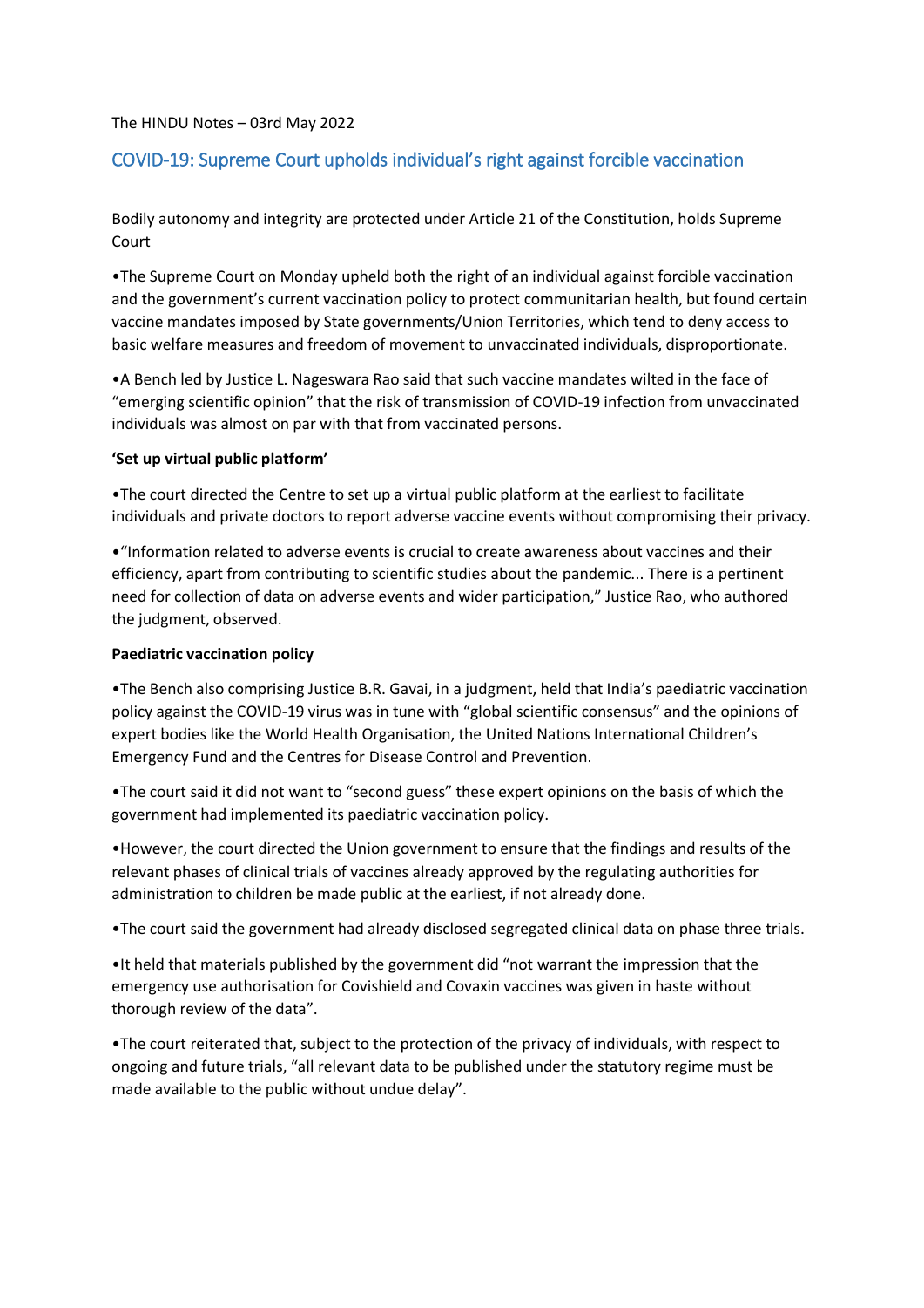The HINDU Notes – 03rd May 2022

## COVID-19: Supreme Court upholds individual's right against forcible vaccination

Bodily autonomy and integrity are protected under Article 21 of the Constitution, holds Supreme Court

•The Supreme Court on Monday upheld both the right of an individual against forcible vaccination and the government's current vaccination policy to protect communitarian health, but found certain vaccine mandates imposed by State governments/Union Territories, which tend to deny access to basic welfare measures and freedom of movement to unvaccinated individuals, disproportionate.

•A Bench led by Justice L. Nageswara Rao said that such vaccine mandates wilted in the face of "emerging scientific opinion" that the risk of transmission of COVID-19 infection from unvaccinated individuals was almost on par with that from vaccinated persons.

**'Set up virtual public platform'**

•The court directed the Centre to set up a virtual public platform at the earliest to facilitate individuals and private doctors to report adverse vaccine events without compromising their privacy.

•"Information related to adverse events is crucial to create awareness about vaccines and their efficiency, apart from contributing to scientific studies about the pandemic... There is a pertinent need for collection of data on adverse events and wider participation," Justice Rao, who authored the judgment, observed.

**Paediatric vaccination policy**

•The Bench also comprising Justice B.R. Gavai, in a judgment, held that India's paediatric vaccination policy against the COVID-19 virus was in tune with "global scientific consensus" and the opinions of expert bodies like the World Health Organisation, the United Nations International Children's Emergency Fund and the Centres for Disease Control and Prevention.

•The court said it did not want to "second guess" these expert opinions on the basis of which the government had implemented its paediatric vaccination policy.

•However, the court directed the Union government to ensure that the findings and results of the relevant phases of clinical trials of vaccines already approved by the regulating authorities for administration to children be made public at the earliest, if not already done.

•The court said the government had already disclosed segregated clinical data on phase three trials.

•It held that materials published by the government did "not warrant the impression that the emergency use authorisation for Covishield and Covaxin vaccines was given in haste without thorough review of the data".

•The court reiterated that, subject to the protection of the privacy of individuals, with respect to ongoing and future trials, "all relevant data to be published under the statutory regime must be made available to the public without undue delay".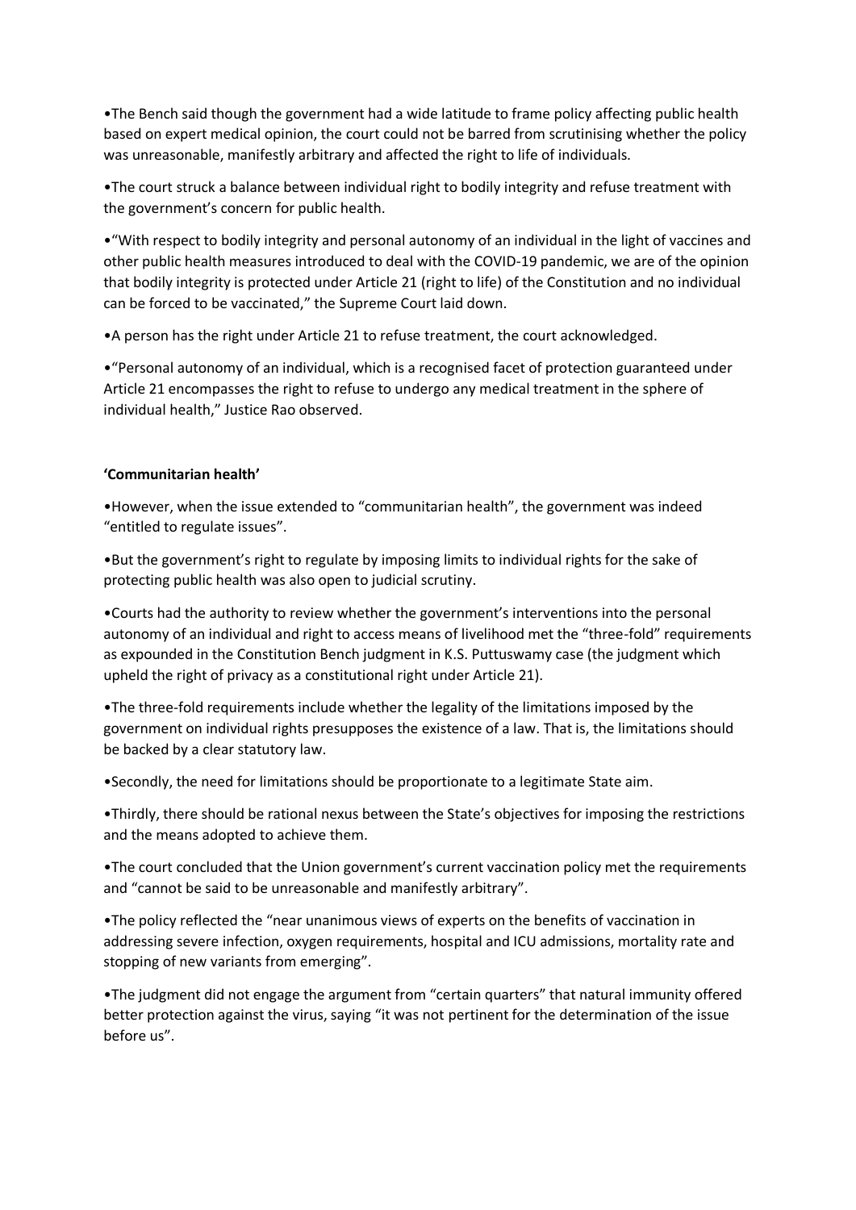•The Bench said though the government had a wide latitude to frame policy affecting public health based on expert medical opinion, the court could not be barred from scrutinising whether the policy was unreasonable, manifestly arbitrary and affected the right to life of individuals.

•The court struck a balance between individual right to bodily integrity and refuse treatment with the government's concern for public health.

•"With respect to bodily integrity and personal autonomy of an individual in the light of vaccines and other public health measures introduced to deal with the COVID-19 pandemic, we are of the opinion that bodily integrity is protected under Article 21 (right to life) of the Constitution and no individual can be forced to be vaccinated," the Supreme Court laid down.

•A person has the right under Article 21 to refuse treatment, the court acknowledged.

•"Personal autonomy of an individual, which is a recognised facet of protection guaranteed under Article 21 encompasses the right to refuse to undergo any medical treatment in the sphere of individual health," Justice Rao observed.

**'Communitarian health'**

•However, when the issue extended to "communitarian health", the government was indeed "entitled to regulate issues".

•But the government's right to regulate by imposing limits to individual rights for the sake of protecting public health was also open to judicial scrutiny.

•Courts had the authority to review whether the government's interventions into the personal autonomy of an individual and right to access means of livelihood met the "three-fold" requirements as expounded in the Constitution Bench judgment in K.S. Puttuswamy case (the judgment which upheld the right of privacy as a constitutional right under Article 21).

•The three-fold requirements include whether the legality of the limitations imposed by the government on individual rights presupposes the existence of a law. That is, the limitations should be backed by a clear statutory law.

•Secondly, the need for limitations should be proportionate to a legitimate State aim.

•Thirdly, there should be rational nexus between the State's objectives for imposing the restrictions and the means adopted to achieve them.

•The court concluded that the Union government's current vaccination policy met the requirements and "cannot be said to be unreasonable and manifestly arbitrary".

•The policy reflected the "near unanimous views of experts on the benefits of vaccination in addressing severe infection, oxygen requirements, hospital and ICU admissions, mortality rate and stopping of new variants from emerging".

•The judgment did not engage the argument from "certain quarters" that natural immunity offered better protection against the virus, saying "it was not pertinent for the determination of the issue before us".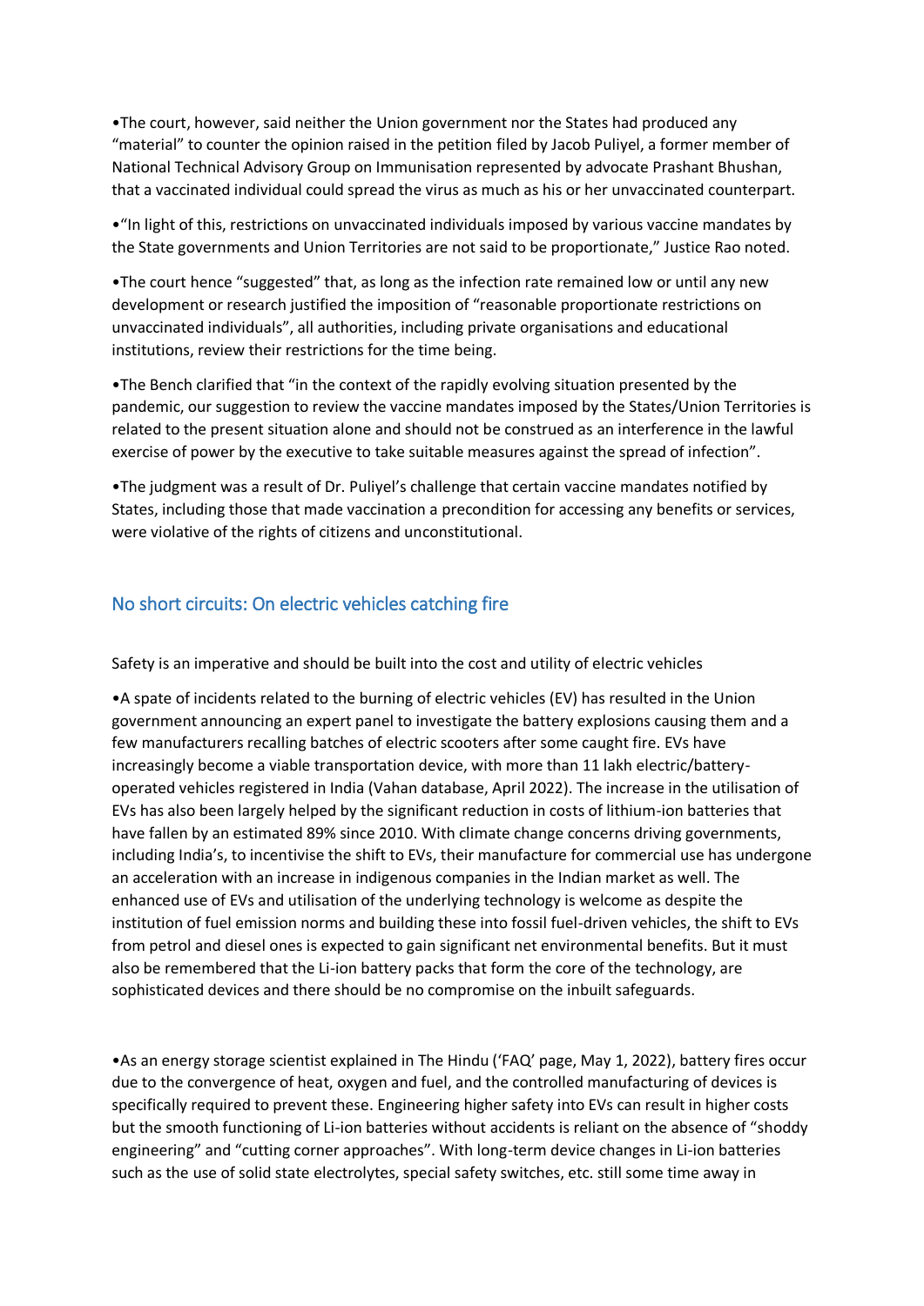- The court, however, said neither the Union government nor the States had produced any "material" to counter the opinion raised in the petition filed by Jacob Puliyel, a former member of National Technical Advisory Group on Immunisation represented by advocate Prashant Bhushan, that a vaccinated individual could spread the virus as much as his or her unvaccinated counterpart.

- "In light of this, restrictions on unvaccinated individuals imposed by various vaccine mandates by the State governments and Union Territories are not said to be proportionate," Justice Rao noted.

- The court hence "suggested" that, as long as the infection rate remained low or until any new development or research justified the imposition of "reasonable proportionate restrictions on unvaccinated individuals", all authorities, including private organisations and educational institutions, review their restrictions for the time being.

- The Bench clarified that "in the context of the rapidly evolving situation presented by the pandemic, our suggestion to review the vaccine mandates imposed by the States/Union Territories is related to the present situation alone and should not be construed as an interference in the lawful exercise of power by the executive to take suitable measures against the spread of infection".

- The judgment was a result of Dr. Puliyel's challenge that certain vaccine mandates notified by States, including those that made vaccination a precondition for accessing any benefits or services, were violative of the rights of citizens and unconstitutional.

## No short circuits: On electric vehicles catching fire

Safety is an imperative and should be built into the cost and utility of electric vehicles

- A spate of incidents related to the burning of electric vehicles (EV) has resulted in the Union government announcing an expert panel to investigate the battery explosions causing them and a few manufacturers recalling batches of electric scooters after some caught fire. EVs have increasingly become a viable transportation device, with more than 11 lakh electric/battery-operated vehicles registered in India (Vahan database, April 2022). The increase in the utilisation of EVs has also been largely helped by the significant reduction in costs of lithium-ion batteries that have fallen by an estimated 89% since 2010. With climate change concerns driving governments, including India's, to incentivise the shift to EVs, their manufacture for commercial use has undergone an acceleration with an increase in indigenous companies in the Indian market as well. The enhanced use of EVs and utilisation of the underlying technology is welcome as despite the institution of fuel emission norms and building these into fossil fuel-driven vehicles, the shift to EVs from petrol and diesel ones is expected to gain significant net environmental benefits. But it must also be remembered that the Li-ion battery packs that form the core of the technology, are sophisticated devices and there should be no compromise on the inbuilt safeguards.

- As an energy storage scientist explained in The Hindu ('FAQ' page, May 1, 2022), battery fires occur due to the convergence of heat, oxygen and fuel, and the controlled manufacturing of devices is specifically required to prevent these. Engineering higher safety into EVs can result in higher costs but the smooth functioning of Li-ion batteries without accidents is reliant on the absence of "shoddy engineering" and "cutting corner approaches". With long-term device changes in Li-ion batteries such as the use of solid state electrolytes, special safety switches, etc. still some time away in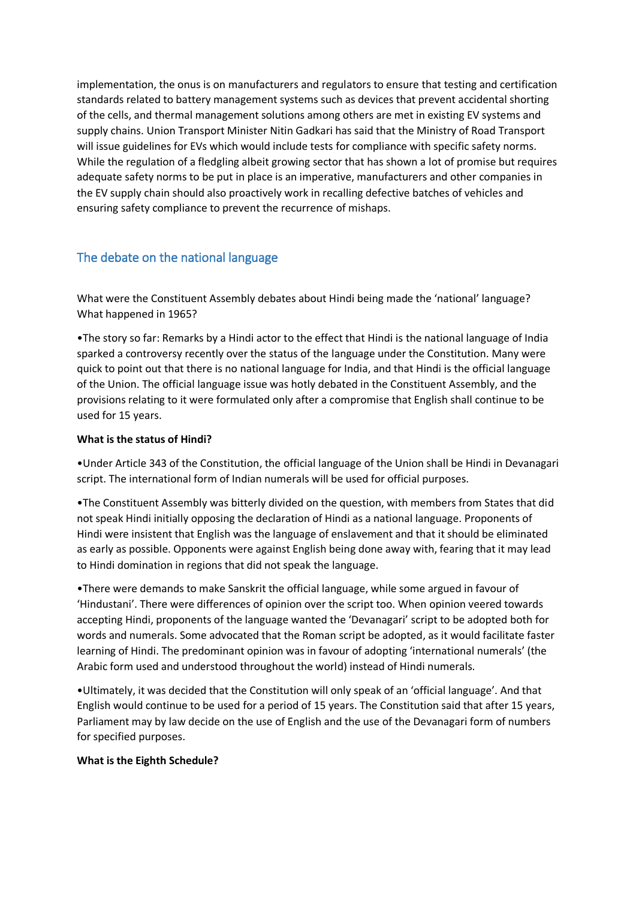implementation, the onus is on manufacturers and regulators to ensure that testing and certification standards related to battery management systems such as devices that prevent accidental shorting of the cells, and thermal management solutions among others are met in existing EV systems and supply chains. Union Transport Minister Nitin Gadkari has said that the Ministry of Road Transport will issue guidelines for EVs which would include tests for compliance with specific safety norms. While the regulation of a fledgling albeit growing sector that has shown a lot of promise but requires adequate safety norms to be put in place is an imperative, manufacturers and other companies in the EV supply chain should also proactively work in recalling defective batches of vehicles and ensuring safety compliance to prevent the recurrence of mishaps.

## The debate on the national language

What were the Constituent Assembly debates about Hindi being made the 'national' language? What happened in 1965?

•The story so far: Remarks by a Hindi actor to the effect that Hindi is the national language of India sparked a controversy recently over the status of the language under the Constitution. Many were quick to point out that there is no national language for India, and that Hindi is the official language of the Union. The official language issue was hotly debated in the Constituent Assembly, and the provisions relating to it were formulated only after a compromise that English shall continue to be used for 15 years.

**What is the status of Hindi?**

•Under Article 343 of the Constitution, the official language of the Union shall be Hindi in Devanagari script. The international form of Indian numerals will be used for official purposes.

•The Constituent Assembly was bitterly divided on the question, with members from States that did not speak Hindi initially opposing the declaration of Hindi as a national language. Proponents of Hindi were insistent that English was the language of enslavement and that it should be eliminated as early as possible. Opponents were against English being done away with, fearing that it may lead to Hindi domination in regions that did not speak the language.

•There were demands to make Sanskrit the official language, while some argued in favour of 'Hindustani'. There were differences of opinion over the script too. When opinion veered towards accepting Hindi, proponents of the language wanted the 'Devanagari' script to be adopted both for words and numerals. Some advocated that the Roman script be adopted, as it would facilitate faster learning of Hindi. The predominant opinion was in favour of adopting 'international numerals' (the Arabic form used and understood throughout the world) instead of Hindi numerals.

•Ultimately, it was decided that the Constitution will only speak of an 'official language'. And that English would continue to be used for a period of 15 years. The Constitution said that after 15 years, Parliament may by law decide on the use of English and the use of the Devanagari form of numbers for specified purposes.

**What is the Eighth Schedule?**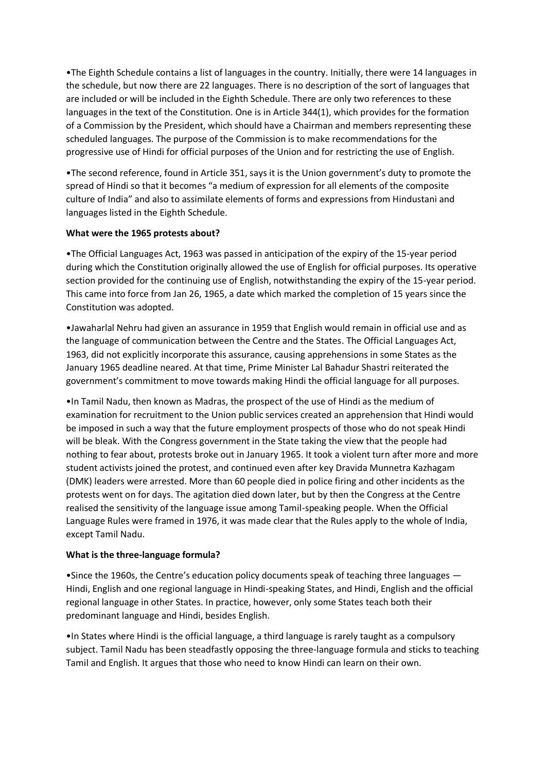•The Eighth Schedule contains a list of languages in the country. Initially, there were 14 languages in the schedule, but now there are 22 languages. There is no description of the sort of languages that are included or will be included in the Eighth Schedule. There are only two references to these languages in the text of the Constitution. One is in Article 344(1), which provides for the formation of a Commission by the President, which should have a Chairman and members representing these scheduled languages. The purpose of the Commission is to make recommendations for the progressive use of Hindi for official purposes of the Union and for restricting the use of English.

•The second reference, found in Article 351, says it is the Union government's duty to promote the spread of Hindi so that it becomes "a medium of expression for all elements of the composite culture of India" and also to assimilate elements of forms and expressions from Hindustani and languages listed in the Eighth Schedule.

**What were the 1965 protests about?**

•The Official Languages Act, 1963 was passed in anticipation of the expiry of the 15-year period during which the Constitution originally allowed the use of English for official purposes. Its operative section provided for the continuing use of English, notwithstanding the expiry of the 15-year period. This came into force from Jan 26, 1965, a date which marked the completion of 15 years since the Constitution was adopted.

•Jawaharlal Nehru had given an assurance in 1959 that English would remain in official use and as the language of communication between the Centre and the States. The Official Languages Act, 1963, did not explicitly incorporate this assurance, causing apprehensions in some States as the January 1965 deadline neared. At that time, Prime Minister Lal Bahadur Shastri reiterated the government's commitment to move towards making Hindi the official language for all purposes.

•In Tamil Nadu, then known as Madras, the prospect of the use of Hindi as the medium of examination for recruitment to the Union public services created an apprehension that Hindi would be imposed in such a way that the future employment prospects of those who do not speak Hindi will be bleak. With the Congress government in the State taking the view that the people had nothing to fear about, protests broke out in January 1965. It took a violent turn after more and more student activists joined the protest, and continued even after key Dravida Munnetra Kazhagam (DMK) leaders were arrested. More than 60 people died in police firing and other incidents as the protests went on for days. The agitation died down later, but by then the Congress at the Centre realised the sensitivity of the language issue among Tamil-speaking people. When the Official Language Rules were framed in 1976, it was made clear that the Rules apply to the whole of India, except Tamil Nadu.

**What is the three-language formula?**

•Since the 1960s, the Centre's education policy documents speak of teaching three languages — Hindi, English and one regional language in Hindi-speaking States, and Hindi, English and the official regional language in other States. In practice, however, only some States teach both their predominant language and Hindi, besides English.

•In States where Hindi is the official language, a third language is rarely taught as a compulsory subject. Tamil Nadu has been steadfastly opposing the three-language formula and sticks to teaching Tamil and English. It argues that those who need to know Hindi can learn on their own.